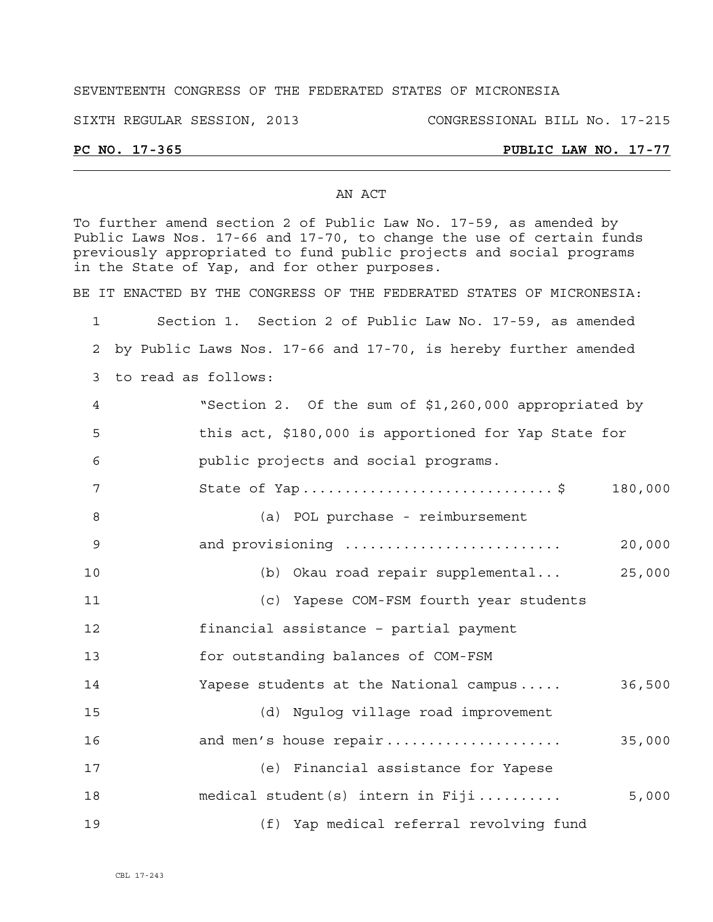SEVENTEENTH CONGRESS OF THE FEDERATED STATES OF MICRONESIA

SIXTH REGULAR SESSION, 2013 CONGRESSIONAL BILL No. 17-215

**PC NO. 17-365 PUBLIC LAW NO. 17-77**

## AN ACT

To further amend section 2 of Public Law No. 17-59, as amended by Public Laws Nos. 17-66 and 17-70, to change the use of certain funds previously appropriated to fund public projects and social programs in the State of Yap, and for other purposes.

BE IT ENACTED BY THE CONGRESS OF THE FEDERATED STATES OF MICRONESIA:

Section 1. Section 2 of Public Law No. 17-59, as amended by Public Laws Nos. 17-66 and 17-70, is hereby further amended to read as follows:

"Section 2. Of the sum of $1,260,000 appropriated by this act, $180,000 is apportioned for Yap State for public projects and social programs.

State of Yap............................$ 180,000

(a) POL purchase - reimbursement and provisioning ........................ 20,000

(b) Okau road repair supplemental... 25,000

(c) Yapese COM-FSM fourth year students financial assistance – partial payment for outstanding balances of COM-FSM Yapese students at the National campus..... 36,500

(d) Ngulog village road improvement and men's house repair.................... 35,000

(e) Financial assistance for Yapese medical student(s) intern in Fiji.......... 5,000

(f) Yap medical referral revolving fund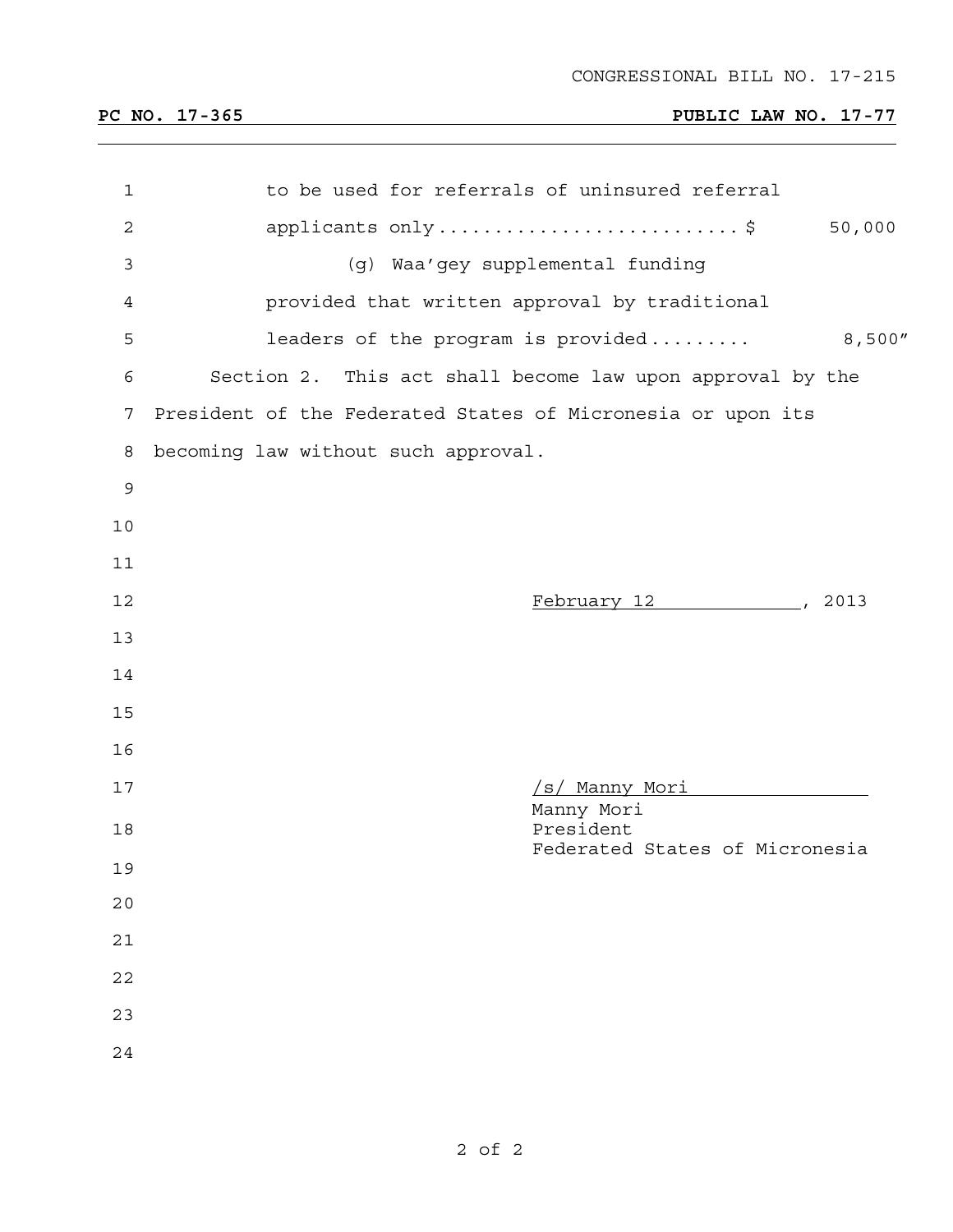CONGRESSIONAL BILL NO. 17-215

**PC NO. 17-365** **PUBLIC LAW NO. 17-77**

to be used for referrals of uninsured referral applicants only..........................$ 50,000

(g) Waa'gey supplemental funding provided that written approval by traditional leaders of the program is provided......... 8,500"

Section 2. This act shall become law upon approval by the President of the Federated States of Micronesia or upon its becoming law without such approval.

February 12, 2013

/s/ Manny Mori
Manny Mori
President
Federated States of Micronesia